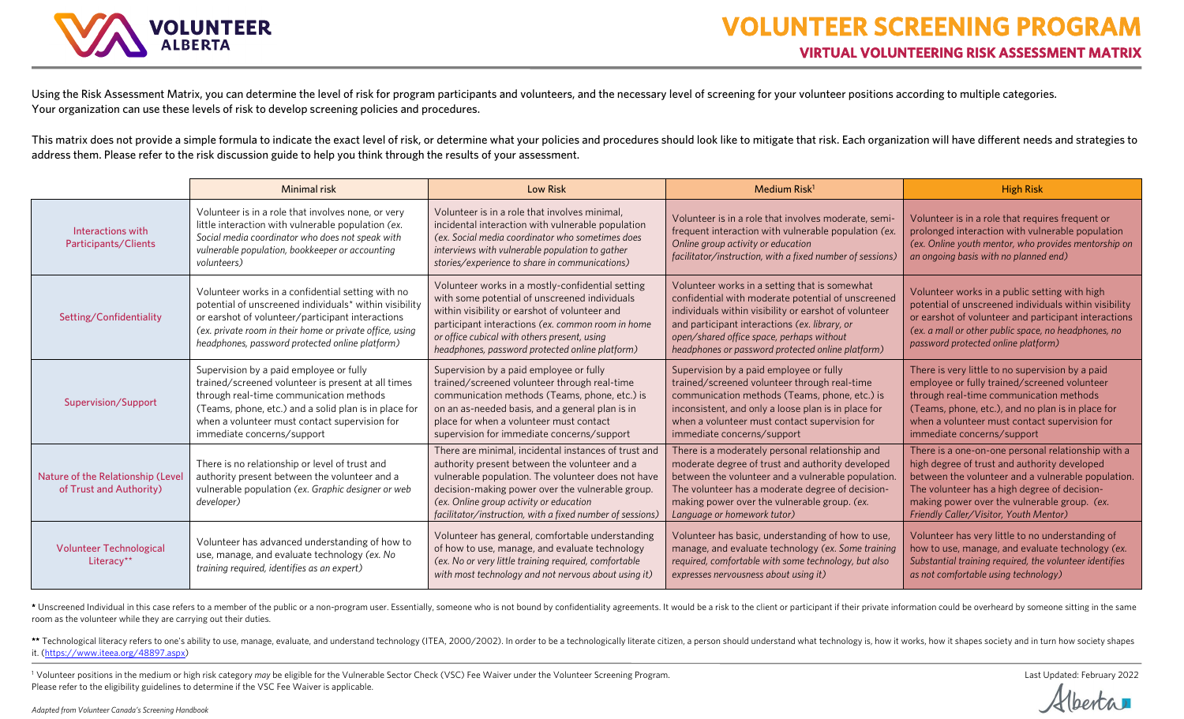# VOLUNTEER SCREENING PROGRAM

## VIRTUAL VOLUNTEERING RISK ASSESSMENT MATRIX

Using the Risk Assessment Matrix, you can determine the level of risk for program participants and volunteers, and the necessary level of screening for your volunteer positions according to multiple categories. Your organization can use these levels of risk to develop screening policies and procedures.

This matrix does not provide a simple formula to indicate the exact level of risk, or determine what your policies and procedures should look like to mitigate that risk. Each organization will have different needs and strategies to address them. Please refer to the risk discussion guide to help you think through the results of your assessment.

| | Minimal risk | Low Risk | Medium Risk[1] | High Risk |
|---|---|---|---|---|
| Interactions with Participants/Clients | Volunteer is in a role that involves none, or very little interaction with vulnerable population *(ex. Social media coordinator who does not speak with vulnerable population, bookkeeper or accounting volunteers)* | Volunteer is in a role that involves minimal, incidental interaction with vulnerable population *(ex. Social media coordinator who sometimes does interviews with vulnerable population to gather stories/experience to share in communications)* | Volunteer is in a role that involves moderate, semi-frequent interaction with vulnerable population *(ex. Online group activity or education facilitator/instruction, with a fixed number of sessions)* | Volunteer is in a role that requires frequent or prolonged interaction with vulnerable population *(ex. Online youth mentor, who provides mentorship on an ongoing basis with no planned end)* |
| Setting/Confidentiality | Volunteer works in a confidential setting with no potential of unscreened individuals* within visibility or earshot of volunteer/participant interactions *(ex. private room in their home or private office, using headphones, password protected online platform)* | Volunteer works in a mostly-confidential setting with some potential of unscreened individuals within visibility or earshot of volunteer and participant interactions *(ex. common room in home or office cubical with others present, using headphones, password protected online platform)* | Volunteer works in a setting that is somewhat confidential with moderate potential of unscreened individuals within visibility or earshot of volunteer and participant interactions *(ex. library, or open/shared office space, perhaps without headphones or password protected online platform)* | Volunteer works in a public setting with high potential of unscreened individuals within visibility or earshot of volunteer and participant interactions *(ex. a mall or other public space, no headphones, no password protected online platform)* |
| Supervision/Support | Supervision by a paid employee or fully trained/screened volunteer is present at all times through real-time communication methods (Teams, phone, etc.) and a solid plan is in place for when a volunteer must contact supervision for immediate concerns/support | Supervision by a paid employee or fully trained/screened volunteer through real-time communication methods (Teams, phone, etc.) is on an as-needed basis, and a general plan is in place for when a volunteer must contact supervision for immediate concerns/support | Supervision by a paid employee or fully trained/screened volunteer through real-time communication methods (Teams, phone, etc.) is inconsistent, and only a loose plan is in place for when a volunteer must contact supervision for immediate concerns/support | There is very little to no supervision by a paid employee or fully trained/screened volunteer through real-time communication methods (Teams, phone, etc.), and no plan is in place for when a volunteer must contact supervision for immediate concerns/support |
| Nature of the Relationship (Level of Trust and Authority) | There is no relationship or level of trust and authority present between the volunteer and a vulnerable population *(ex. Graphic designer or web developer)* | There are minimal, incidental instances of trust and authority present between the volunteer and a vulnerable population. The volunteer does not have decision-making power over the vulnerable group. *(ex. Online group activity or education facilitator/instruction, with a fixed number of sessions)* | There is a moderately personal relationship and moderate degree of trust and authority developed between the volunteer and a vulnerable population. The volunteer has a moderate degree of decision-making power over the vulnerable group. *(ex. Language or homework tutor)* | There is a one-on-one personal relationship with a high degree of trust and authority developed between the volunteer and a vulnerable population. The volunteer has a high degree of decision-making power over the vulnerable group. *(ex. Friendly Caller/Visitor, Youth Mentor)* |
| Volunteer Technological Literacy** | Volunteer has advanced understanding of how to use, manage, and evaluate technology *(ex. No training required, identifies as an expert)* | Volunteer has general, comfortable understanding of how to use, manage, and evaluate technology *(ex. No or very little training required, comfortable with most technology and not nervous about using it)* | Volunteer has basic, understanding of how to use, manage, and evaluate technology *(ex. Some training required, comfortable with some technology, but also expresses nervousness about using it)* | Volunteer has very little to no understanding of how to use, manage, and evaluate technology *(ex. Substantial training required, the volunteer identifies as not comfortable using technology)* |

**\*** Unscreened Individual in this case refers to a member of the public or a non-program user. Essentially, someone who is not bound by confidentiality agreements. It would be a risk to the client or participant if their private information could be overheard by someone sitting in the same room as the volunteer while they are carrying out their duties.

**\*\*** Technological literacy refers to one's ability to use, manage, evaluate, and understand technology (ITEA, 2000/2002). In order to be a technologically literate citizen, a person should understand what technology is, how it works, how it shapes society and in turn how society shapes it. (https://www.iteea.org/48897.aspx)

[1] Volunteer positions in the medium or high risk category *may* be eligible for the Vulnerable Sector Check (VSC) Fee Waiver under the Volunteer Screening Program. Please refer to the eligibility guidelines to determine if the VSC Fee Waiver is applicable.

Last Updated: February 2022

*Adapted from Volunteer Canada's Screening Handbook*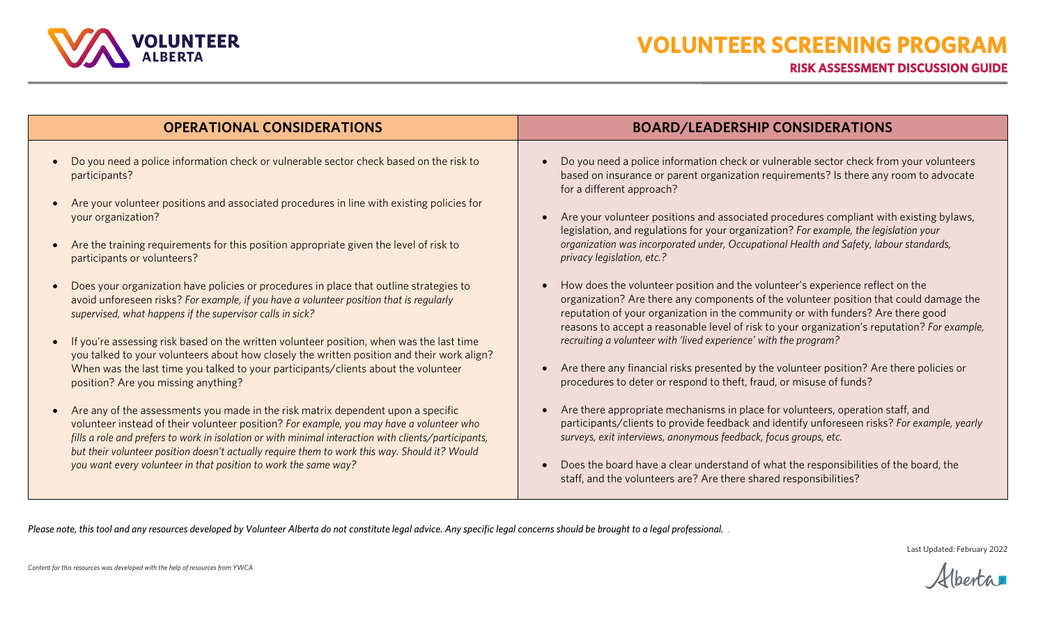# VOLUNTEER SCREENING PROGRAM

## RISK ASSESSMENT DISCUSSION GUIDE

### OPERATIONAL CONSIDERATIONS

- Do you need a police information check or vulnerable sector check based on the risk to participants?
- Are your volunteer positions and associated procedures in line with existing policies for your organization?
- Are the training requirements for this position appropriate given the level of risk to participants or volunteers?
- Does your organization have policies or procedures in place that outline strategies to avoid unforeseen risks? *For example, if you have a volunteer position that is regularly supervised, what happens if the supervisor calls in sick?*
- If you're assessing risk based on the written volunteer position, when was the last time you talked to your volunteers about how closely the written position and their work align? When was the last time you talked to your participants/clients about the volunteer position? Are you missing anything?
- Are any of the assessments you made in the risk matrix dependent upon a specific volunteer instead of their volunteer position? *For example, you may have a volunteer who fills a role and prefers to work in isolation or with minimal interaction with clients/participants, but their volunteer position doesn't actually require them to work this way. Should it? Would you want every volunteer in that position to work the same way?*

### BOARD/LEADERSHIP CONSIDERATIONS

- Do you need a police information check or vulnerable sector check from your volunteers based on insurance or parent organization requirements? Is there any room to advocate for a different approach?
- Are your volunteer positions and associated procedures compliant with existing bylaws, legislation, and regulations for your organization? *For example, the legislation your organization was incorporated under, Occupational Health and Safety, labour standards, privacy legislation, etc.?*
- How does the volunteer position and the volunteer's experience reflect on the organization? Are there any components of the volunteer position that could damage the reputation of your organization in the community or with funders? Are there good reasons to accept a reasonable level of risk to your organization's reputation? *For example, recruiting a volunteer with 'lived experience' with the program?*
- Are there any financial risks presented by the volunteer position? Are there policies or procedures to deter or respond to theft, fraud, or misuse of funds?
- Are there appropriate mechanisms in place for volunteers, operation staff, and participants/clients to provide feedback and identify unforeseen risks? *For example, yearly surveys, exit interviews, anonymous feedback, focus groups, etc.*
- Does the board have a clear understand of what the responsibilities of the board, the staff, and the volunteers are? Are there shared responsibilities?

*Please note, this tool and any resources developed by Volunteer Alberta do not constitute legal advice. Any specific legal concerns should be brought to a legal professional.*

Last Updated: February 2022

*Content for this resources was developed with the help of resources from YWCA*